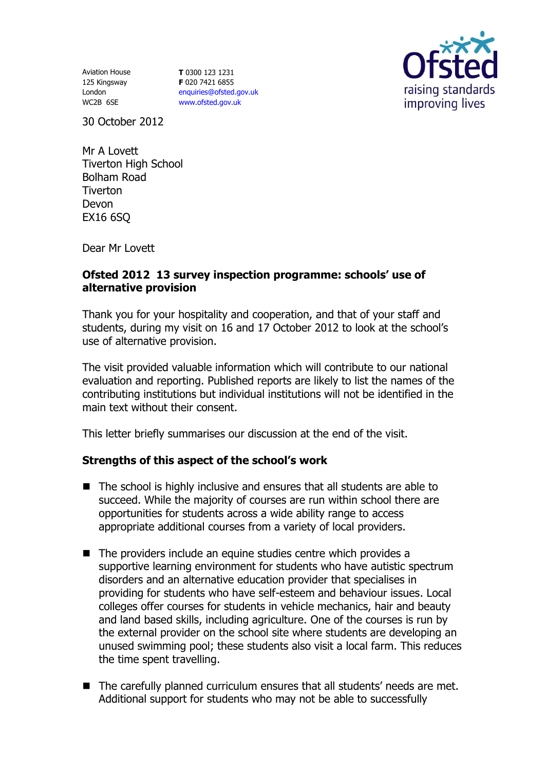Aviation House
125 Kingsway
London
WC2B 6SE

**T** 0300 123 1231
**F** 020 7421 6855
enquiries@ofsted.gov.uk
www.ofsted.gov.uk

30 October 2012

Mr A Lovett
Tiverton High School
Bolham Road
Tiverton
Devon
EX16 6SQ

Dear Mr Lovett

**Ofsted 2012 13 survey inspection programme: schools' use of alternative provision**

Thank you for your hospitality and cooperation, and that of your staff and students, during my visit on 16 and 17 October 2012 to look at the school's use of alternative provision.

The visit provided valuable information which will contribute to our national evaluation and reporting. Published reports are likely to list the names of the contributing institutions but individual institutions will not be identified in the main text without their consent.

This letter briefly summarises our discussion at the end of the visit.

**Strengths of this aspect of the school's work**

- The school is highly inclusive and ensures that all students are able to succeed. While the majority of courses are run within school there are opportunities for students across a wide ability range to access appropriate additional courses from a variety of local providers.
- The providers include an equine studies centre which provides a supportive learning environment for students who have autistic spectrum disorders and an alternative education provider that specialises in providing for students who have self-esteem and behaviour issues. Local colleges offer courses for students in vehicle mechanics, hair and beauty and land based skills, including agriculture. One of the courses is run by the external provider on the school site where students are developing an unused swimming pool; these students also visit a local farm. This reduces the time spent travelling.
- The carefully planned curriculum ensures that all students' needs are met. Additional support for students who may not be able to successfully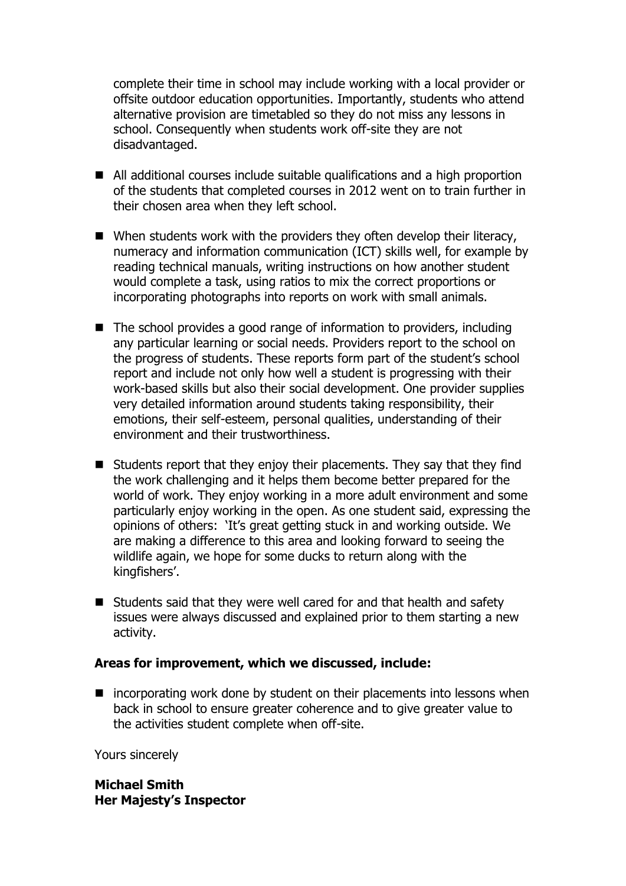complete their time in school may include working with a local provider or offsite outdoor education opportunities. Importantly, students who attend alternative provision are timetabled so they do not miss any lessons in school. Consequently when students work off-site they are not disadvantaged.

- All additional courses include suitable qualifications and a high proportion of the students that completed courses in 2012 went on to train further in their chosen area when they left school.
- When students work with the providers they often develop their literacy, numeracy and information communication (ICT) skills well, for example by reading technical manuals, writing instructions on how another student would complete a task, using ratios to mix the correct proportions or incorporating photographs into reports on work with small animals.
- The school provides a good range of information to providers, including any particular learning or social needs. Providers report to the school on the progress of students. These reports form part of the student's school report and include not only how well a student is progressing with their work-based skills but also their social development. One provider supplies very detailed information around students taking responsibility, their emotions, their self-esteem, personal qualities, understanding of their environment and their trustworthiness.
- Students report that they enjoy their placements. They say that they find the work challenging and it helps them become better prepared for the world of work. They enjoy working in a more adult environment and some particularly enjoy working in the open. As one student said, expressing the opinions of others: 'It's great getting stuck in and working outside. We are making a difference to this area and looking forward to seeing the wildlife again, we hope for some ducks to return along with the kingfishers'.
- Students said that they were well cared for and that health and safety issues were always discussed and explained prior to them starting a new activity.

**Areas for improvement, which we discussed, include:**

- incorporating work done by student on their placements into lessons when back in school to ensure greater coherence and to give greater value to the activities student complete when off-site.

Yours sincerely

**Michael Smith**
**Her Majesty's Inspector**